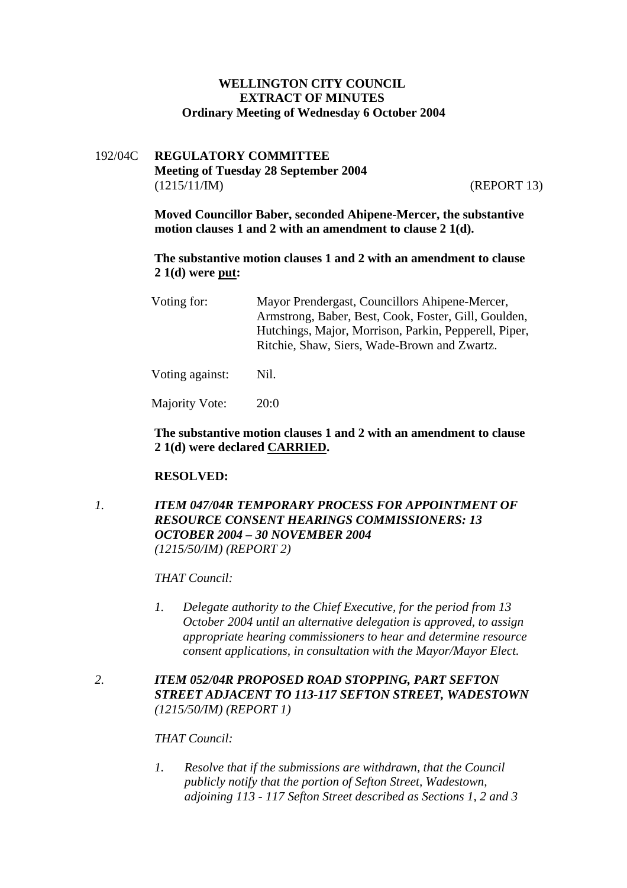**WELLINGTON CITY COUNCIL**
**EXTRACT OF MINUTES**
**Ordinary Meeting of Wednesday 6 October 2004**

192/04C **REGULATORY COMMITTEE**
**Meeting of Tuesday 28 September 2004**
(1215/11/IM) (REPORT 13)

**Moved Councillor Baber, seconded Ahipene-Mercer, the substantive motion clauses 1 and 2 with an amendment to clause 2 1(d).**

**The substantive motion clauses 1 and 2 with an amendment to clause 2 1(d) were put:**

| | |
|---|---|
| Voting for: | Mayor Prendergast, Councillors Ahipene-Mercer, Armstrong, Baber, Best, Cook, Foster, Gill, Goulden, Hutchings, Major, Morrison, Parkin, Pepperell, Piper, Ritchie, Shaw, Siers, Wade-Brown and Zwartz. |
| Voting against: | Nil. |
| Majority Vote: | 20:0 |

**The substantive motion clauses 1 and 2 with an amendment to clause 2 1(d) were declared CARRIED.**

**RESOLVED:**

*1. **ITEM 047/04R TEMPORARY PROCESS FOR APPOINTMENT OF RESOURCE CONSENT HEARINGS COMMISSIONERS: 13 OCTOBER 2004 – 30 NOVEMBER 2004***
*(1215/50/IM) (REPORT 2)*

*THAT Council:*

*1. Delegate authority to the Chief Executive, for the period from 13 October 2004 until an alternative delegation is approved, to assign appropriate hearing commissioners to hear and determine resource consent applications, in consultation with the Mayor/Mayor Elect.*

*2. **ITEM 052/04R PROPOSED ROAD STOPPING, PART SEFTON STREET ADJACENT TO 113-117 SEFTON STREET, WADESTOWN***
*(1215/50/IM) (REPORT 1)*

*THAT Council:*

*1. Resolve that if the submissions are withdrawn, that the Council publicly notify that the portion of Sefton Street, Wadestown, adjoining 113 - 117 Sefton Street described as Sections 1, 2 and 3*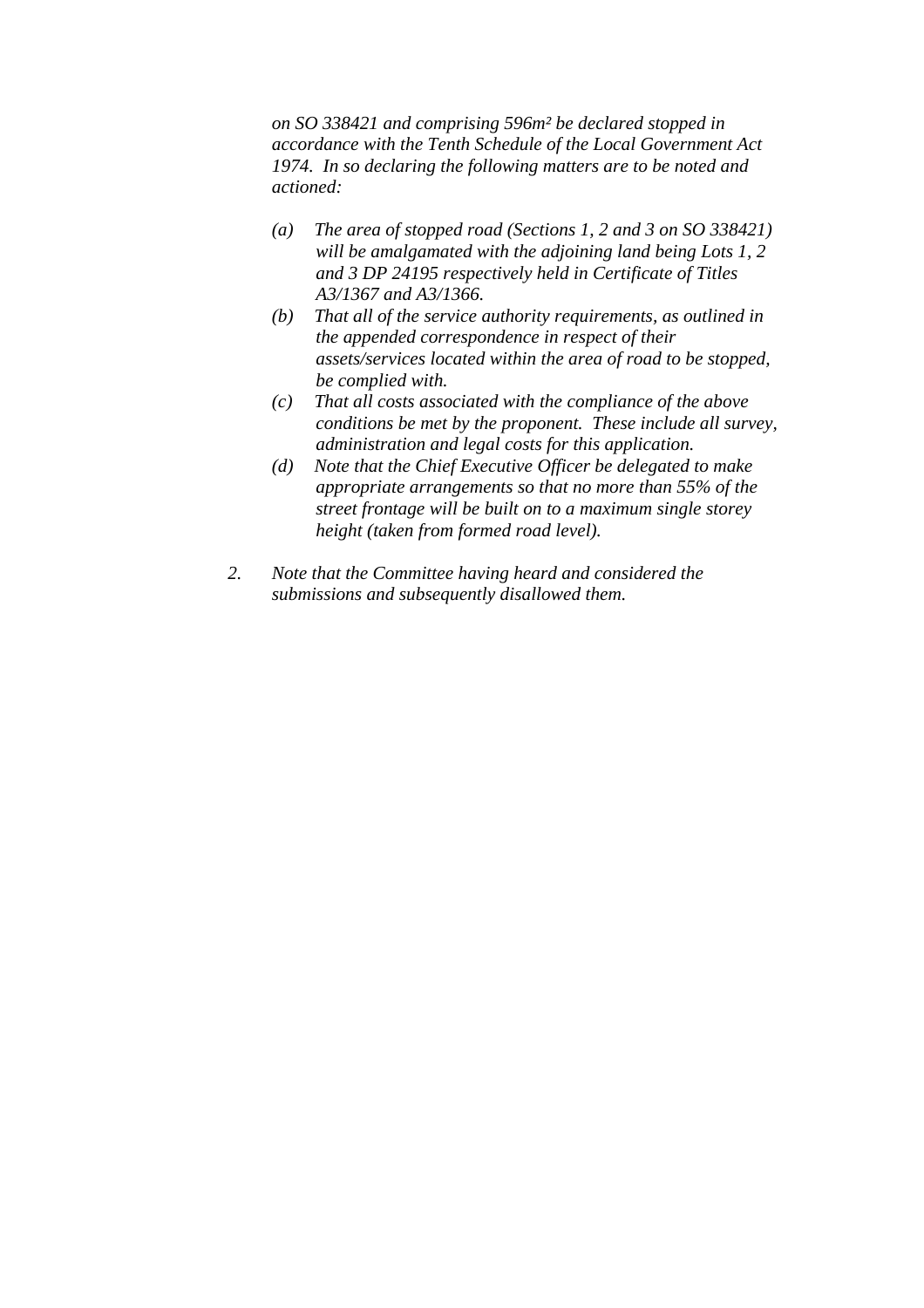*on SO 338421 and comprising 596m² be declared stopped in accordance with the Tenth Schedule of the Local Government Act 1974. In so declaring the following matters are to be noted and actioned:*

- *(a) The area of stopped road (Sections 1, 2 and 3 on SO 338421) will be amalgamated with the adjoining land being Lots 1, 2 and 3 DP 24195 respectively held in Certificate of Titles A3/1367 and A3/1366.*
- *(b) That all of the service authority requirements, as outlined in the appended correspondence in respect of their assets/services located within the area of road to be stopped, be complied with.*
- *(c) That all costs associated with the compliance of the above conditions be met by the proponent. These include all survey, administration and legal costs for this application.*
- *(d) Note that the Chief Executive Officer be delegated to make appropriate arrangements so that no more than 55% of the street frontage will be built on to a maximum single storey height (taken from formed road level).*

*2. Note that the Committee having heard and considered the submissions and subsequently disallowed them.*